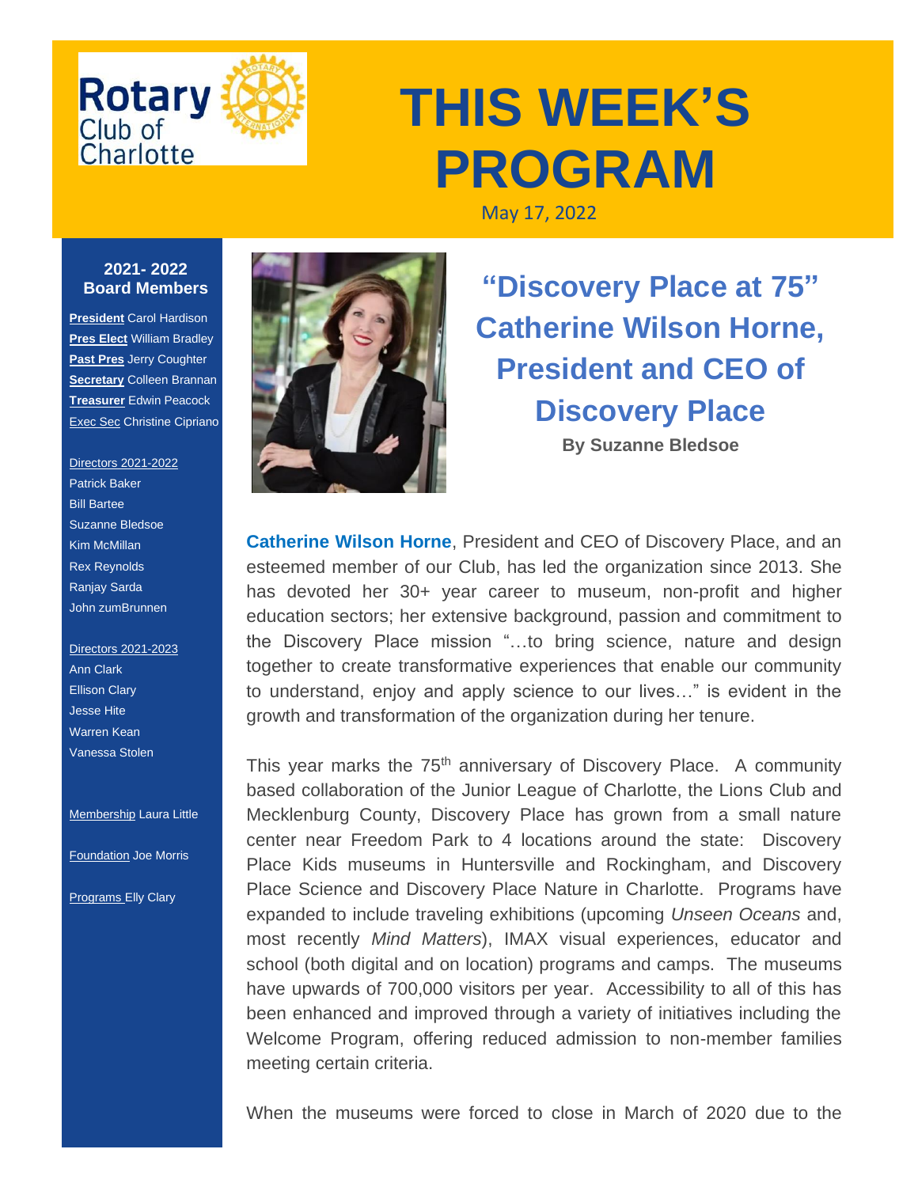Rotary Club of Charlotte

# THIS WEEK'S PROGRAM

May 17, 2022

**2021- 2022 Board Members**

**President** Carol Hardison
**Pres Elect** William Bradley
**Past Pres** Jerry Coughter
**Secretary** Colleen Brannan
**Treasurer** Edwin Peacock
Exec Sec Christine Cipriano

Directors 2021-2022
Patrick Baker
Bill Bartee
Suzanne Bledsoe
Kim McMillan
Rex Reynolds
Ranjay Sarda
John zumBrunnen

Directors 2021-2023
Ann Clark
Ellison Clary
Jesse Hite
Warren Kean
Vanessa Stolen

Membership Laura Little

Foundation Joe Morris

Programs Elly Clary

## "Discovery Place at 75" Catherine Wilson Horne, President and CEO of Discovery Place

**By Suzanne Bledsoe**

**Catherine Wilson Horne**, President and CEO of Discovery Place, and an esteemed member of our Club, has led the organization since 2013. She has devoted her 30+ year career to museum, non-profit and higher education sectors; her extensive background, passion and commitment to the Discovery Place mission "…to bring science, nature and design together to create transformative experiences that enable our community to understand, enjoy and apply science to our lives…" is evident in the growth and transformation of the organization during her tenure.

This year marks the 75th anniversary of Discovery Place. A community based collaboration of the Junior League of Charlotte, the Lions Club and Mecklenburg County, Discovery Place has grown from a small nature center near Freedom Park to 4 locations around the state: Discovery Place Kids museums in Huntersville and Rockingham, and Discovery Place Science and Discovery Place Nature in Charlotte. Programs have expanded to include traveling exhibitions (upcoming *Unseen Oceans* and, most recently *Mind Matters*), IMAX visual experiences, educator and school (both digital and on location) programs and camps. The museums have upwards of 700,000 visitors per year. Accessibility to all of this has been enhanced and improved through a variety of initiatives including the Welcome Program, offering reduced admission to non-member families meeting certain criteria.

When the museums were forced to close in March of 2020 due to the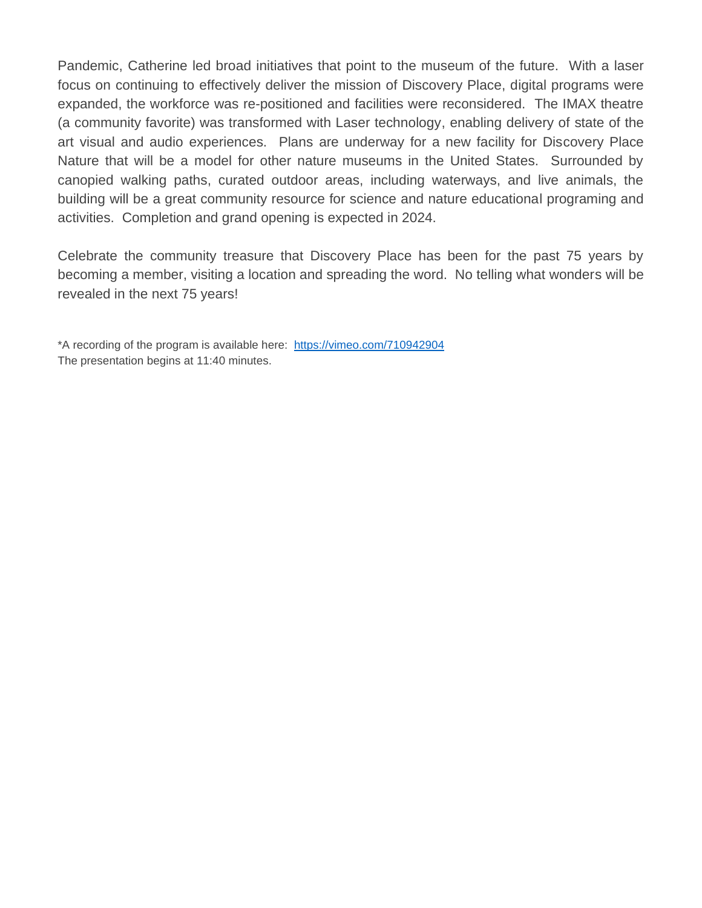Pandemic, Catherine led broad initiatives that point to the museum of the future. With a laser focus on continuing to effectively deliver the mission of Discovery Place, digital programs were expanded, the workforce was re-positioned and facilities were reconsidered. The IMAX theatre (a community favorite) was transformed with Laser technology, enabling delivery of state of the art visual and audio experiences. Plans are underway for a new facility for Discovery Place Nature that will be a model for other nature museums in the United States. Surrounded by canopied walking paths, curated outdoor areas, including waterways, and live animals, the building will be a great community resource for science and nature educational programing and activities. Completion and grand opening is expected in 2024.

Celebrate the community treasure that Discovery Place has been for the past 75 years by becoming a member, visiting a location and spreading the word. No telling what wonders will be revealed in the next 75 years!

*A recording of the program is available here: [https://vimeo.com/710942904](https://vimeo.com/710942904)
The presentation begins at 11:40 minutes.